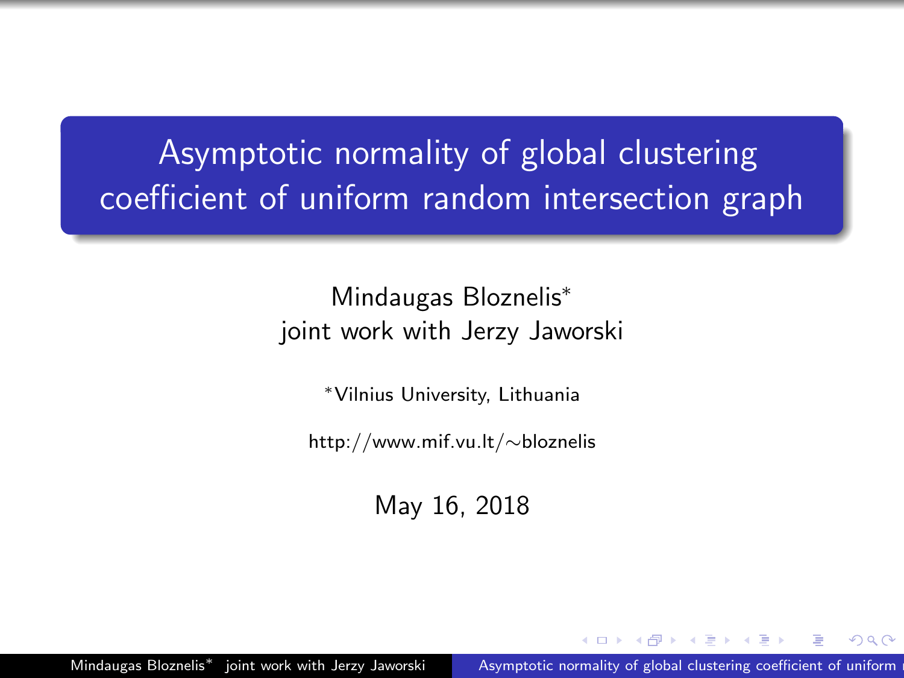# Asymptotic normality of global clustering coefficient of uniform random intersection graph

Mindaugas Bloznelis*
joint work with Jerzy Jaworski

*Vilnius University, Lithuania

http://www.mif.vu.lt/∼bloznelis

May 16, 2018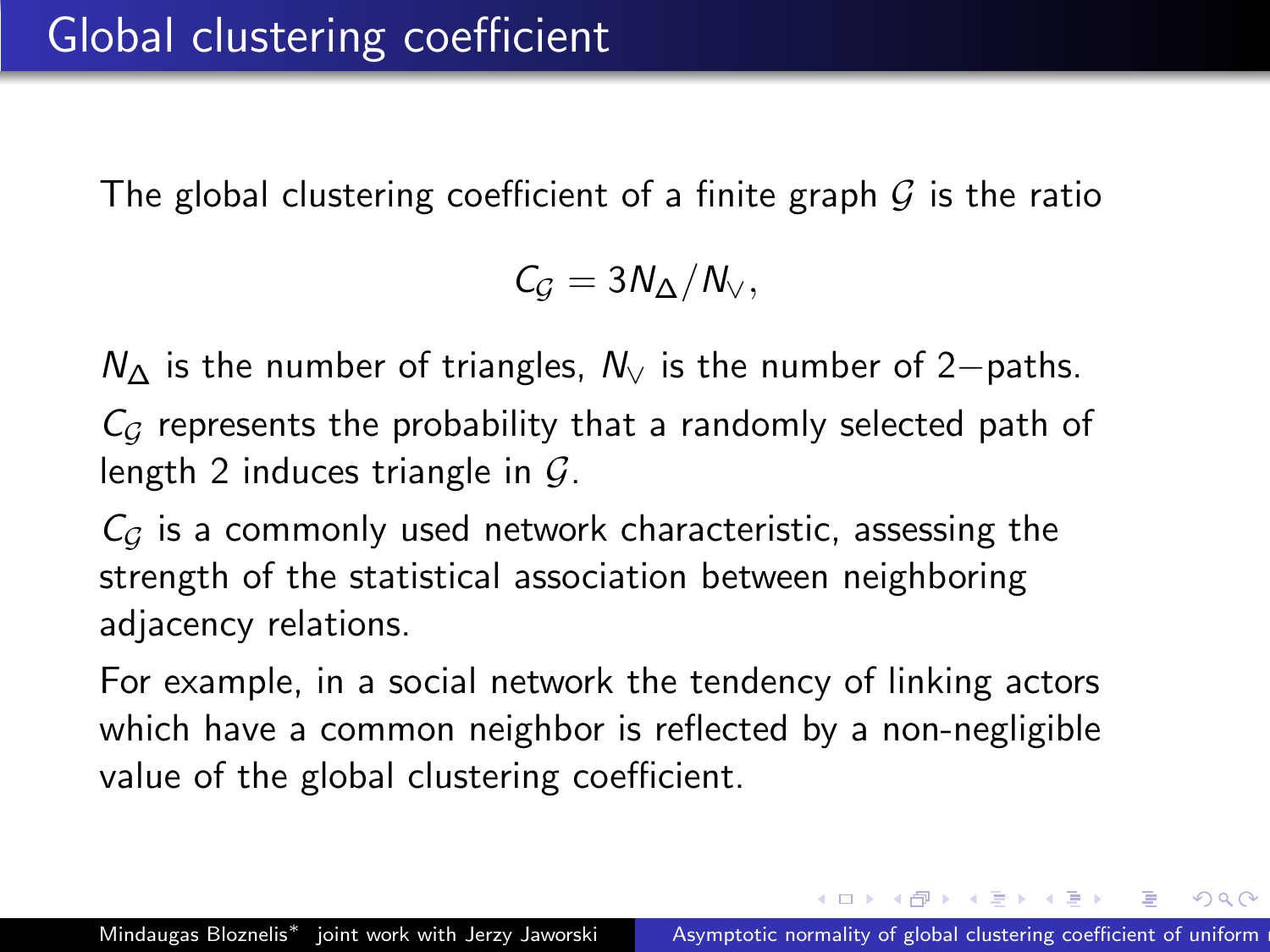# Global clustering coefficient

The global clustering coefficient of a finite graph $\mathcal{G}$ is the ratio

$$C_{\mathcal{G}} = 3N_{\Delta}/N_{\vee},$$

$N_{\Delta}$ is the number of triangles, $N_{\vee}$ is the number of 2−paths.

$C_{\mathcal{G}}$ represents the probability that a randomly selected path of length 2 induces triangle in $\mathcal{G}$.

$C_{\mathcal{G}}$ is a commonly used network characteristic, assessing the strength of the statistical association between neighboring adjacency relations.

For example, in a social network the tendency of linking actors which have a common neighbor is reflected by a non-negligible value of the global clustering coefficient.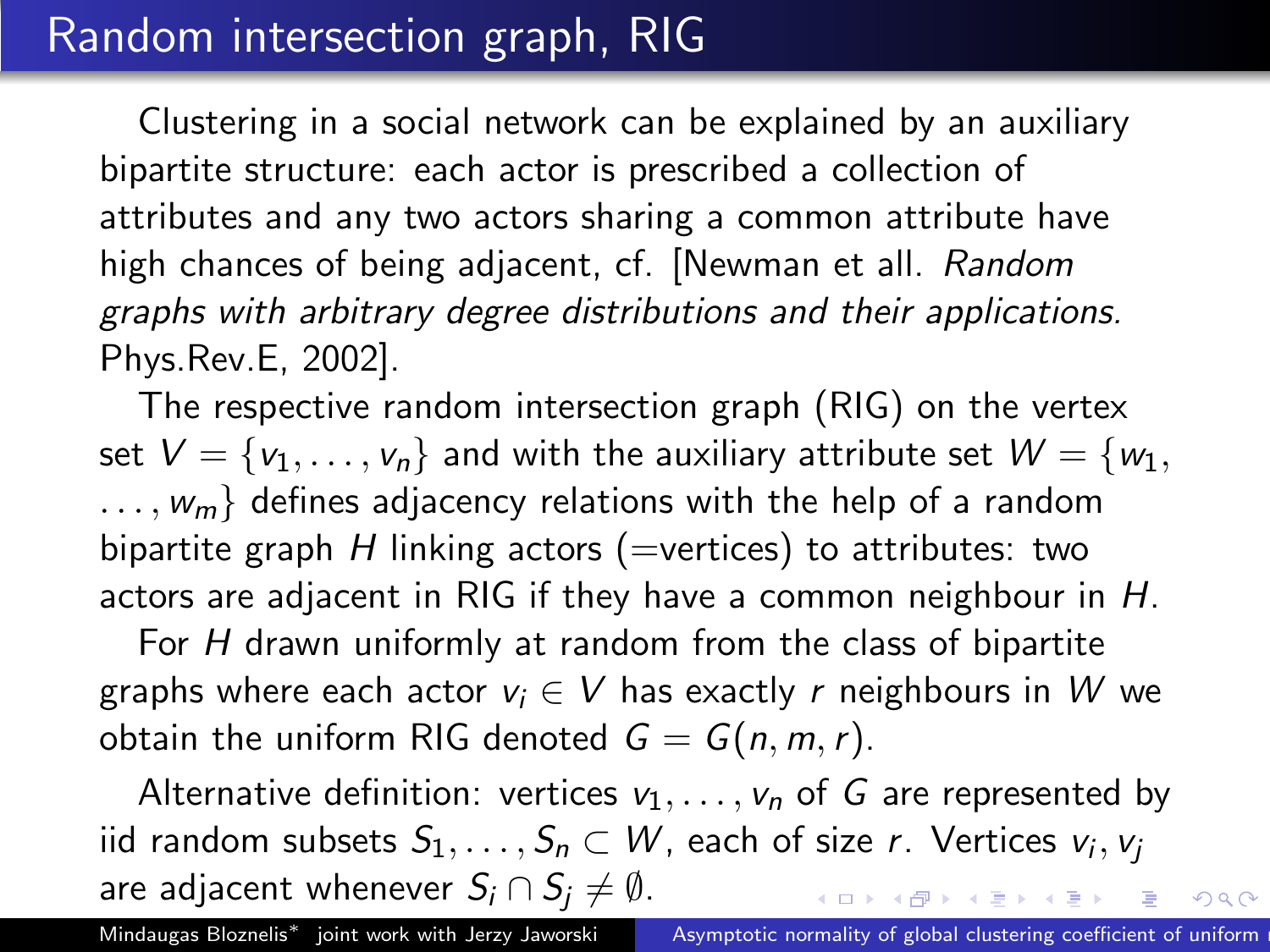# Random intersection graph, RIG

Clustering in a social network can be explained by an auxiliary bipartite structure: each actor is prescribed a collection of attributes and any two actors sharing a common attribute have high chances of being adjacent, cf. [Newman et all. *Random graphs with arbitrary degree distributions and their applications.* Phys.Rev.E, 2002].

The respective random intersection graph (RIG) on the vertex set $V = \{v_1, \ldots, v_n\}$ and with the auxiliary attribute set $W = \{w_1, \ldots, w_m\}$ defines adjacency relations with the help of a random bipartite graph $H$ linking actors (=vertices) to attributes: two actors are adjacent in RIG if they have a common neighbour in $H$.

For $H$ drawn uniformly at random from the class of bipartite graphs where each actor $v_i \in V$ has exactly $r$ neighbours in $W$ we obtain the uniform RIG denoted $G = G(n, m, r)$.

Alternative definition: vertices $v_1, \ldots, v_n$ of $G$ are represented by iid random subsets $S_1, \ldots, S_n \subset W$, each of size $r$. Vertices $v_i, v_j$ are adjacent whenever $S_i \cap S_j \neq \emptyset$.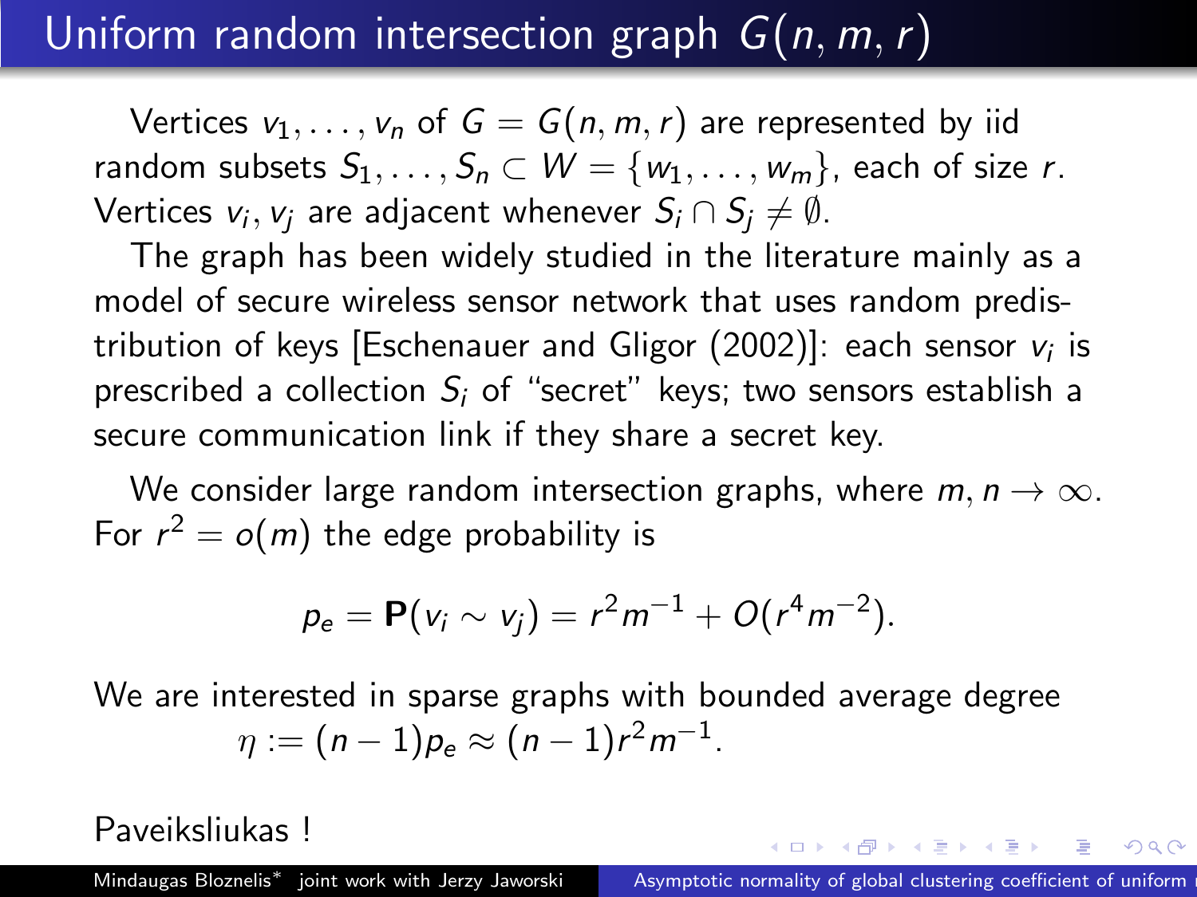# Uniform random intersection graph $G(n, m, r)$

Vertices $v_1, \ldots, v_n$ of $G = G(n, m, r)$ are represented by iid random subsets $S_1, \ldots, S_n \subset W = \{w_1, \ldots, w_m\}$, each of size $r$. Vertices $v_i, v_j$ are adjacent whenever $S_i \cap S_j \neq \emptyset$.

The graph has been widely studied in the literature mainly as a model of secure wireless sensor network that uses random predistribution of keys [Eschenauer and Gligor (2002)]: each sensor $v_i$ is prescribed a collection $S_i$ of "secret" keys; two sensors establish a secure communication link if they share a secret key.

We consider large random intersection graphs, where $m, n \to \infty$. For $r^2 = o(m)$ the edge probability is

$$p_e = \mathbf{P}(v_i \sim v_j) = r^2 m^{-1} + O(r^4 m^{-2}).$$

We are interested in sparse graphs with bounded average degree

$$\eta := (n-1)p_e \approx (n-1)r^2 m^{-1}.$$

Paveiksliukas !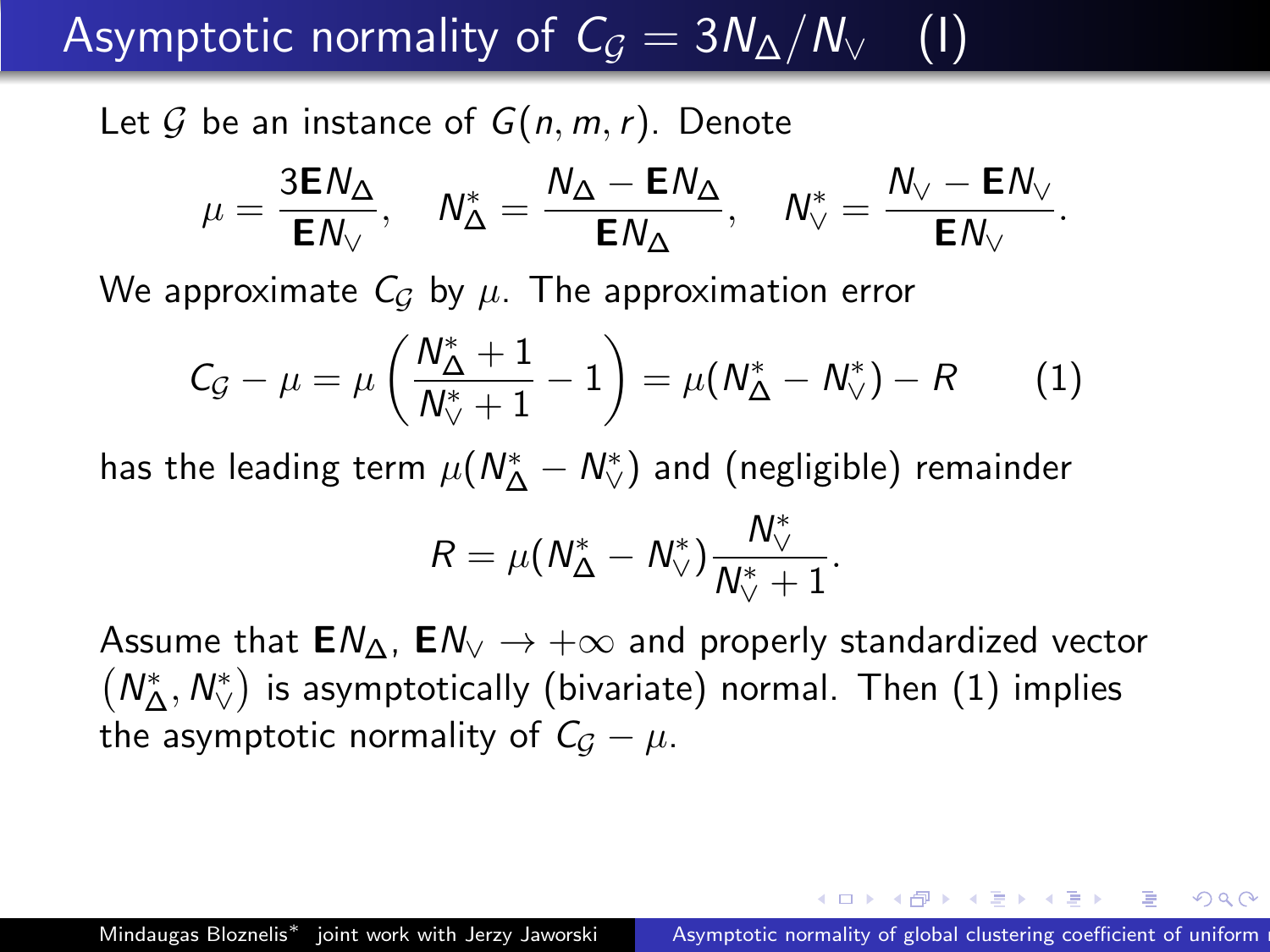# Asymptotic normality of $C_{\mathcal{G}} = 3N_{\Delta}/N_{\vee}$ (I)

Let $\mathcal{G}$ be an instance of $G(n, m, r)$. Denote

$$\mu = \frac{3\mathbf{E}N_{\Delta}}{\mathbf{E}N_{\vee}}, \quad N_{\Delta}^{*} = \frac{N_{\Delta} - \mathbf{E}N_{\Delta}}{\mathbf{E}N_{\Delta}}, \quad N_{\vee}^{*} = \frac{N_{\vee} - \mathbf{E}N_{\vee}}{\mathbf{E}N_{\vee}}.$$

We approximate $C_{\mathcal{G}}$ by $\mu$. The approximation error

$$C_{\mathcal{G}} - \mu = \mu\left(\frac{N_{\Delta}^{*} + 1}{N_{\vee}^{*} + 1} - 1\right) = \mu(N_{\Delta}^{*} - N_{\vee}^{*}) - R \qquad (1)$$

has the leading term $\mu(N_{\Delta}^{*} - N_{\vee}^{*})$ and (negligible) remainder

$$R = \mu(N_{\Delta}^{*} - N_{\vee}^{*})\frac{N_{\vee}^{*}}{N_{\vee}^{*} + 1}.$$

Assume that $\mathbf{E}N_{\Delta}$, $\mathbf{E}N_{\vee} \to +\infty$ and properly standardized vector $(N_{\Delta}^{*}, N_{\vee}^{*})$ is asymptotically (bivariate) normal. Then (1) implies the asymptotic normality of $C_{\mathcal{G}} - \mu$.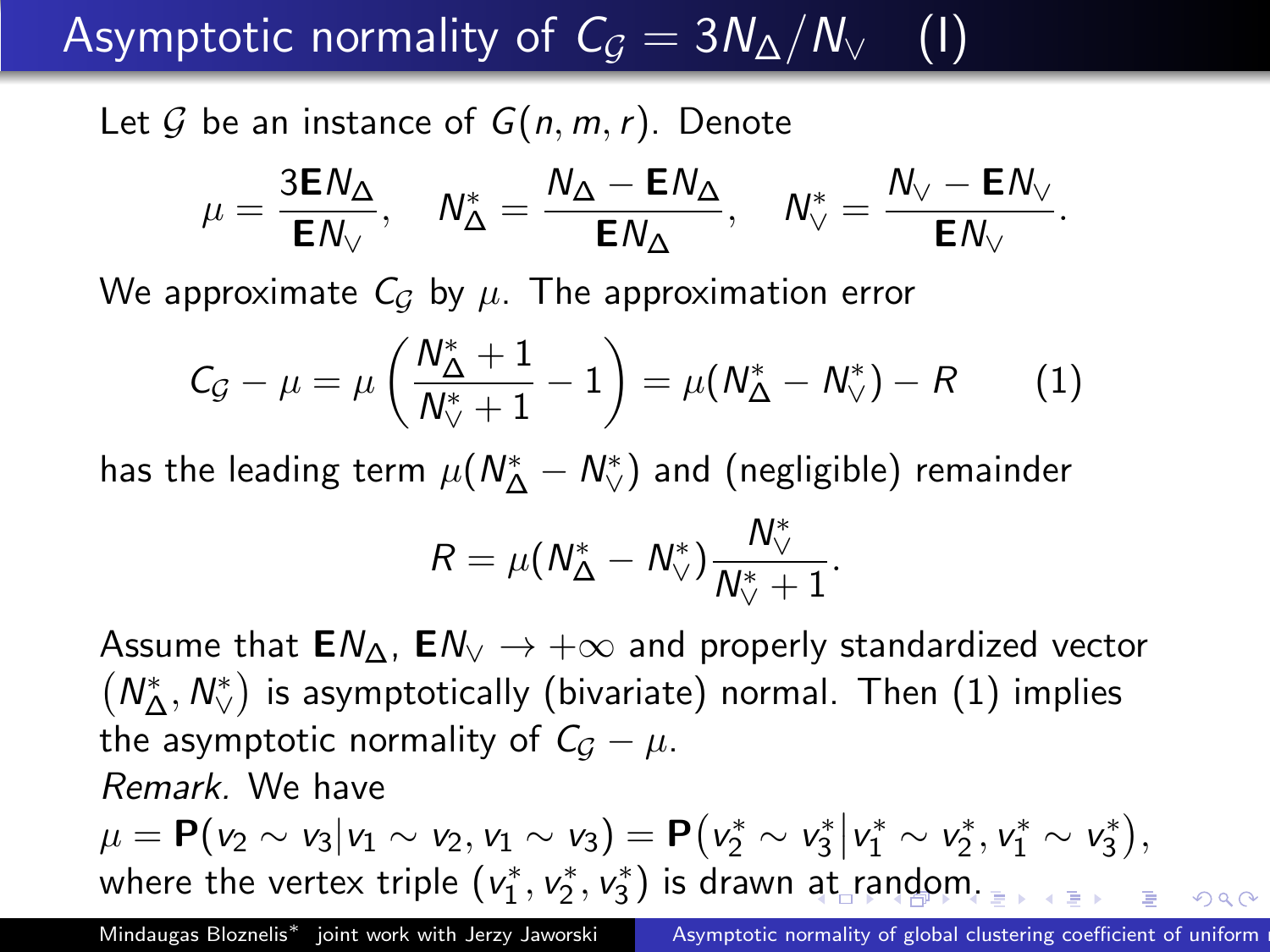# Asymptotic normality of $C_{\mathcal{G}} = 3N_\Delta / N_\vee$ (I)

Let $\mathcal{G}$ be an instance of $G(n, m, r)$. Denote

$$\mu = \frac{3\mathbf{E}N_\Delta}{\mathbf{E}N_\vee}, \quad N_\Delta^* = \frac{N_\Delta - \mathbf{E}N_\Delta}{\mathbf{E}N_\Delta}, \quad N_\vee^* = \frac{N_\vee - \mathbf{E}N_\vee}{\mathbf{E}N_\vee}.$$

We approximate $C_{\mathcal{G}}$ by $\mu$. The approximation error

$$C_{\mathcal{G}} - \mu = \mu\left(\frac{N_\Delta^* + 1}{N_\vee^* + 1} - 1\right) = \mu(N_\Delta^* - N_\vee^*) - R \qquad (1)$$

has the leading term $\mu(N_\Delta^* - N_\vee^*)$ and (negligible) remainder

$$R = \mu(N_\Delta^* - N_\vee^*)\frac{N_\vee^*}{N_\vee^* + 1}.$$

Assume that $\mathbf{E}N_\Delta$, $\mathbf{E}N_\vee \to +\infty$ and properly standardized vector $(N_\Delta^*, N_\vee^*)$ is asymptotically (bivariate) normal. Then (1) implies the asymptotic normality of $C_{\mathcal{G}} - \mu$.

*Remark.* We have

$\mu = \mathbf{P}(v_2 \sim v_3 | v_1 \sim v_2, v_1 \sim v_3) = \mathbf{P}\big(v_2^* \sim v_3^* \big| v_1^* \sim v_2^*, v_1^* \sim v_3^*\big)$, where the vertex triple $(v_1^*, v_2^*, v_3^*)$ is drawn at random.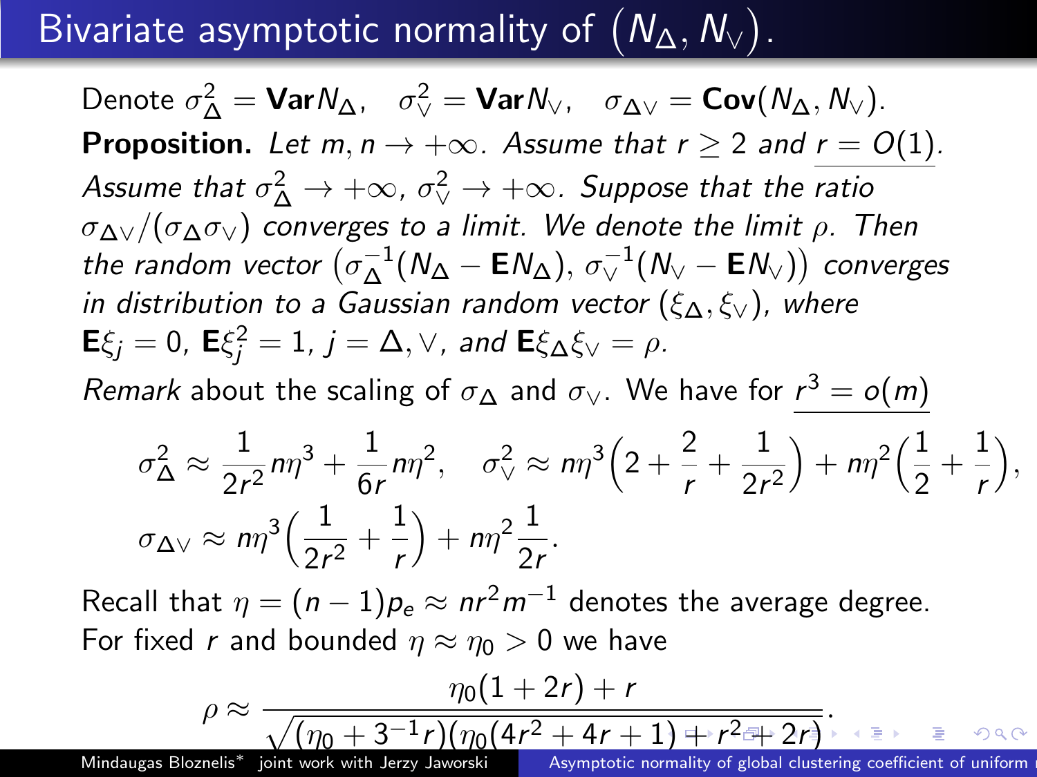# Bivariate asymptotic normality of $(N_\Delta, N_\vee)$.

Denote $\sigma_\Delta^2 = \mathbf{Var} N_\Delta$, $\sigma_\vee^2 = \mathbf{Var} N_\vee$, $\sigma_{\Delta\vee} = \mathbf{Cov}(N_\Delta, N_\vee)$.

**Proposition.** *Let $m, n \to +\infty$. Assume that $r \geq 2$ and $\underline{r = O(1)}$. Assume that $\sigma_\Delta^2 \to +\infty$, $\sigma_\vee^2 \to +\infty$. Suppose that the ratio $\sigma_{\Delta\vee}/(\sigma_\Delta \sigma_\vee)$ converges to a limit. We denote the limit $\rho$. Then the random vector $\left(\sigma_\Delta^{-1}(N_\Delta - \mathbf{E}N_\Delta), \sigma_\vee^{-1}(N_\vee - \mathbf{E}N_\vee)\right)$ converges in distribution to a Gaussian random vector $(\xi_\Delta, \xi_\vee)$, where $\mathbf{E}\xi_j = 0$, $\mathbf{E}\xi_j^2 = 1$, $j = \Delta, \vee$, and $\mathbf{E}\xi_\Delta \xi_\vee = \rho$.*

*Remark* about the scaling of $\sigma_\Delta$ and $\sigma_\vee$. We have for $\underline{r^3 = o(m)}$

$$
\sigma_\Delta^2 \approx \frac{1}{2r^2} n\eta^3 + \frac{1}{6r} n\eta^2, \quad \sigma_\vee^2 \approx n\eta^3 \Big(2 + \frac{2}{r} + \frac{1}{2r^2}\Big) + n\eta^2 \Big(\frac{1}{2} + \frac{1}{r}\Big),
$$

$$
\sigma_{\Delta\vee} \approx n\eta^3 \Big(\frac{1}{2r^2} + \frac{1}{r}\Big) + n\eta^2 \frac{1}{2r}.
$$

Recall that $\eta = (n-1)p_e \approx nr^2 m^{-1}$ denotes the average degree. For fixed $r$ and bounded $\eta \approx \eta_0 > 0$ we have

$$
\rho \approx \frac{\eta_0(1 + 2r) + r}{\sqrt{(\eta_0 + 3^{-1} r)(\eta_0(4r^2 + 4r + 1) + r^2 + 2r)}}.
$$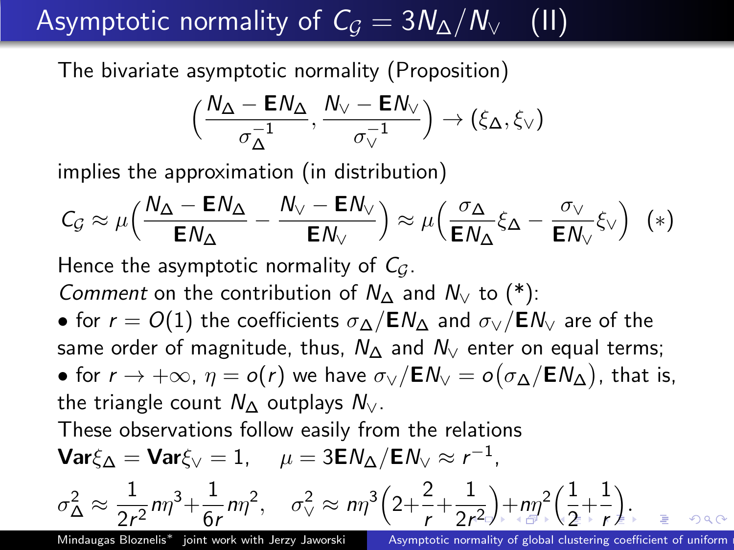# Asymptotic normality of $C_{\mathcal{G}} = 3N_\Delta / N_\vee$ (II)

The bivariate asymptotic normality (Proposition)

$$\Big( \frac{N_\Delta - \mathbf{E}N_\Delta}{\sigma_\Delta^{-1}}, \frac{N_\vee - \mathbf{E}N_\vee}{\sigma_\vee^{-1}} \Big) \to (\xi_\Delta, \xi_\vee)$$

implies the approximation (in distribution)

$$C_{\mathcal{G}} \approx \mu \Big( \frac{N_\Delta - \mathbf{E}N_\Delta}{\mathbf{E}N_\Delta} - \frac{N_\vee - \mathbf{E}N_\vee}{\mathbf{E}N_\vee} \Big) \approx \mu \Big( \frac{\sigma_\Delta}{\mathbf{E}N_\Delta}\xi_\Delta - \frac{\sigma_\vee}{\mathbf{E}N_\vee}\xi_\vee \Big) \quad (*)$$

Hence the asymptotic normality of $C_{\mathcal{G}}$.

*Comment* on the contribution of $N_\Delta$ and $N_\vee$ to (*):

- for $r = O(1)$ the coefficients $\sigma_\Delta / \mathbf{E}N_\Delta$ and $\sigma_\vee / \mathbf{E}N_\vee$ are of the same order of magnitude, thus, $N_\Delta$ and $N_\vee$ enter on equal terms;
- for $r \to +\infty$, $\eta = o(r)$ we have $\sigma_\vee / \mathbf{E}N_\vee = o\big(\sigma_\Delta / \mathbf{E}N_\Delta\big)$, that is, the triangle count $N_\Delta$ outplays $N_\vee$.

These observations follow easily from the relations

$$\mathbf{Var}\xi_\Delta = \mathbf{Var}\xi_\vee = 1, \quad \mu = 3\mathbf{E}N_\Delta / \mathbf{E}N_\vee \approx r^{-1},$$

$$\sigma_\Delta^2 \approx \frac{1}{2r^2} n\eta^3 + \frac{1}{6r} n\eta^2, \quad \sigma_\vee^2 \approx n\eta^3 \Big(2 + \frac{2}{r} + \frac{1}{2r^2}\Big) + n\eta^2 \Big(\frac{1}{2} + \frac{1}{r}\Big).$$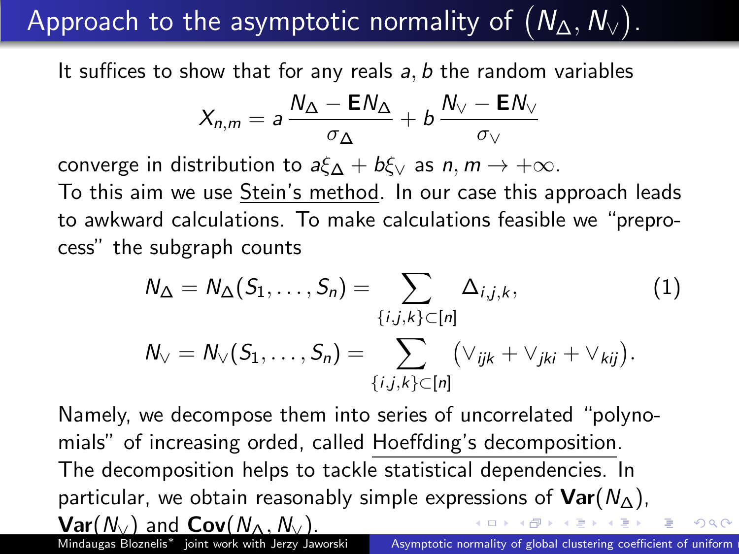# Approach to the asymptotic normality of $(N_\Delta, N_\vee)$.

It suffices to show that for any reals $a, b$ the random variables

$$X_{n,m} = a\,\frac{N_\Delta - \mathbf{E}N_\Delta}{\sigma_\Delta} + b\,\frac{N_\vee - \mathbf{E}N_\vee}{\sigma_\vee}$$

converge in distribution to $a\xi_\Delta + b\xi_\vee$ as $n, m \to +\infty$.

To this aim we use Stein's method. In our case this approach leads to awkward calculations. To make calculations feasible we "preprocess" the subgraph counts

$$N_\Delta = N_\Delta(S_1, \dots, S_n) = \sum_{\{i,j,k\}\subset[n]} \Delta_{i,j,k}, \tag{1}$$

$$N_\vee = N_\vee(S_1, \dots, S_n) = \sum_{\{i,j,k\}\subset[n]} \left(\vee_{ijk} + \vee_{jki} + \vee_{kij}\right).$$

Namely, we decompose them into series of uncorrelated "polynomials" of increasing orded, called Hoeffding's decomposition. The decomposition helps to tackle statistical dependencies. In particular, we obtain reasonably simple expressions of $\mathbf{Var}(N_\Delta)$, $\mathbf{Var}(N_\vee)$ and $\mathbf{Cov}(N_\Delta, N_\vee)$.